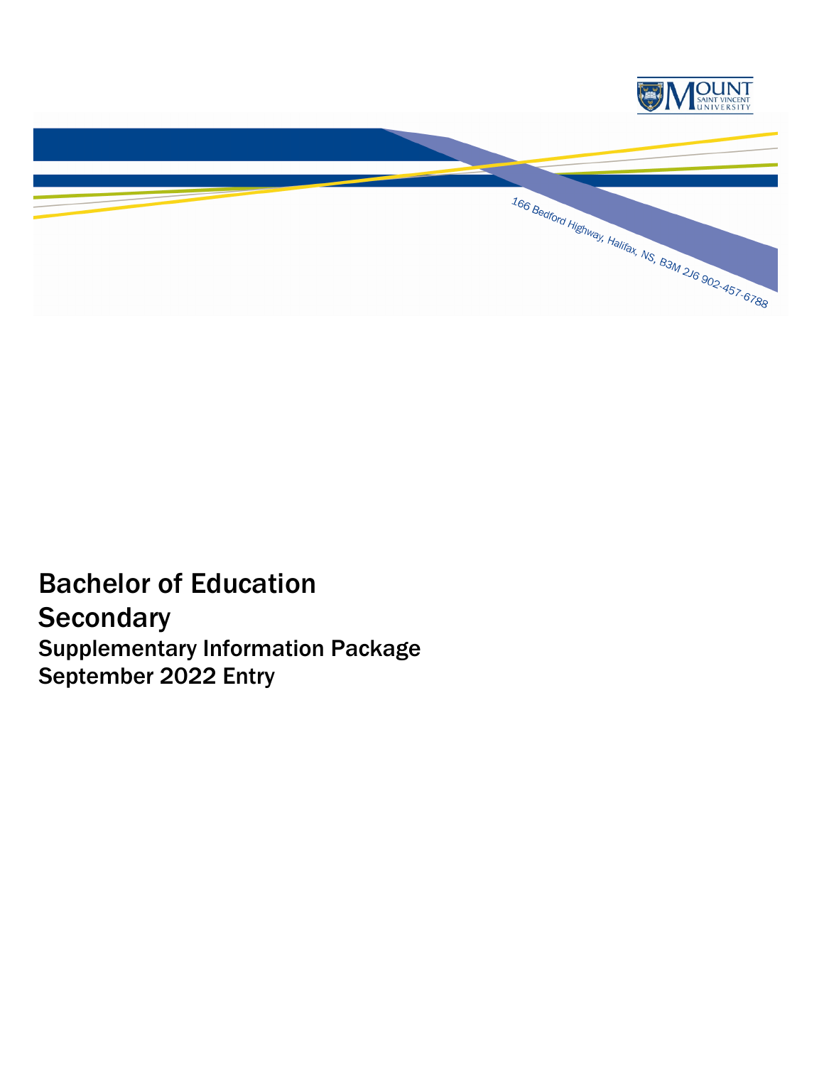166 Bedford Highway, Halifax, NS, B3M 2J6 902-457-6788

# Bachelor of Education

# Secondary

## Supplementary Information Package

## September 2022 Entry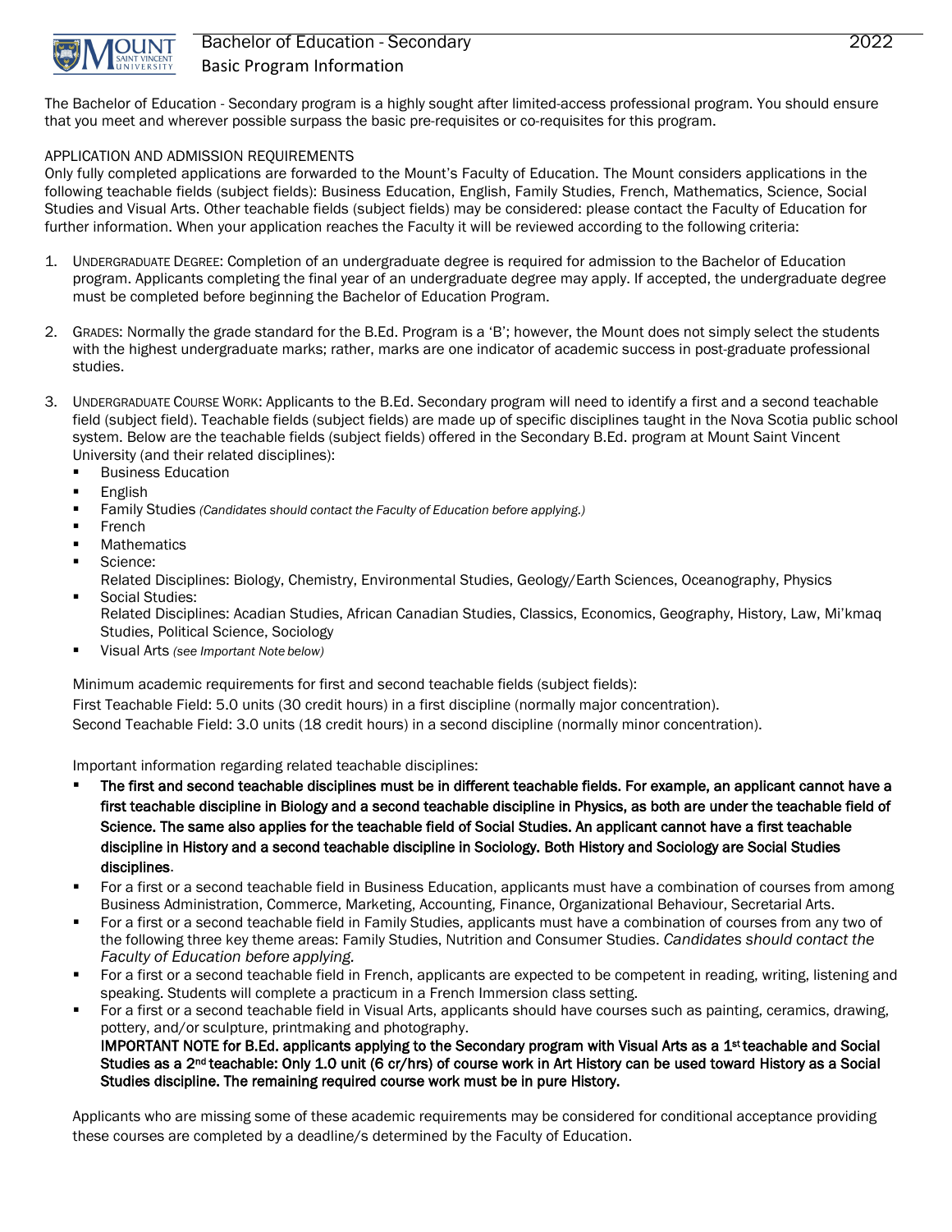The Bachelor of Education - Secondary program is a highly sought after limited-access professional program. You should ensure that you meet and wherever possible surpass the basic pre-requisites or co-requisites for this program.

## APPLICATION AND ADMISSION REQUIREMENTS

Only fully completed applications are forwarded to the Mount's Faculty of Education. The Mount considers applications in the following teachable fields (subject fields): Business Education, English, Family Studies, French, Mathematics, Science, Social Studies and Visual Arts. Other teachable fields (subject fields) may be considered: please contact the Faculty of Education for further information. When your application reaches the Faculty it will be reviewed according to the following criteria:

1. UNDERGRADUATE DEGREE: Completion of an undergraduate degree is required for admission to the Bachelor of Education program. Applicants completing the final year of an undergraduate degree may apply. If accepted, the undergraduate degree must be completed before beginning the Bachelor of Education Program.

2. GRADES: Normally the grade standard for the B.Ed. Program is a 'B'; however, the Mount does not simply select the students with the highest undergraduate marks; rather, marks are one indicator of academic success in post-graduate professional studies.

3. UNDERGRADUATE COURSE WORK: Applicants to the B.Ed. Secondary program will need to identify a first and a second teachable field (subject field). Teachable fields (subject fields) are made up of specific disciplines taught in the Nova Scotia public school system. Below are the teachable fields (subject fields) offered in the Secondary B.Ed. program at Mount Saint Vincent University (and their related disciplines):
   - Business Education
   - English
   - Family Studies *(Candidates should contact the Faculty of Education before applying.)*
   - French
   - Mathematics
   - Science:
     Related Disciplines: Biology, Chemistry, Environmental Studies, Geology/Earth Sciences, Oceanography, Physics
   - Social Studies:
     Related Disciplines: Acadian Studies, African Canadian Studies, Classics, Economics, Geography, History, Law, Mi'kmaq Studies, Political Science, Sociology
   - Visual Arts *(see Important Note below)*

   Minimum academic requirements for first and second teachable fields (subject fields):

   First Teachable Field: 5.0 units (30 credit hours) in a first discipline (normally major concentration).

   Second Teachable Field: 3.0 units (18 credit hours) in a second discipline (normally minor concentration).

   Important information regarding related teachable disciplines:

   - **The first and second teachable disciplines must be in different teachable fields. For example, an applicant cannot have a first teachable discipline in Biology and a second teachable discipline in Physics, as both are under the teachable field of Science. The same also applies for the teachable field of Social Studies. An applicant cannot have a first teachable discipline in History and a second teachable discipline in Sociology. Both History and Sociology are Social Studies disciplines**.
   - For a first or a second teachable field in Business Education, applicants must have a combination of courses from among Business Administration, Commerce, Marketing, Accounting, Finance, Organizational Behaviour, Secretarial Arts.
   - For a first or a second teachable field in Family Studies, applicants must have a combination of courses from any two of the following three key theme areas: Family Studies, Nutrition and Consumer Studies. *Candidates should contact the Faculty of Education before applying.*
   - For a first or a second teachable field in French, applicants are expected to be competent in reading, writing, listening and speaking. Students will complete a practicum in a French Immersion class setting.
   - For a first or a second teachable field in Visual Arts, applicants should have courses such as painting, ceramics, drawing, pottery, and/or sculpture, printmaking and photography.
     **IMPORTANT NOTE for B.Ed. applicants applying to the Secondary program with Visual Arts as a 1st teachable and Social Studies as a 2nd teachable: Only 1.0 unit (6 cr/hrs) of course work in Art History can be used toward History as a Social Studies discipline. The remaining required course work must be in pure History.**

   Applicants who are missing some of these academic requirements may be considered for conditional acceptance providing these courses are completed by a deadline/s determined by the Faculty of Education.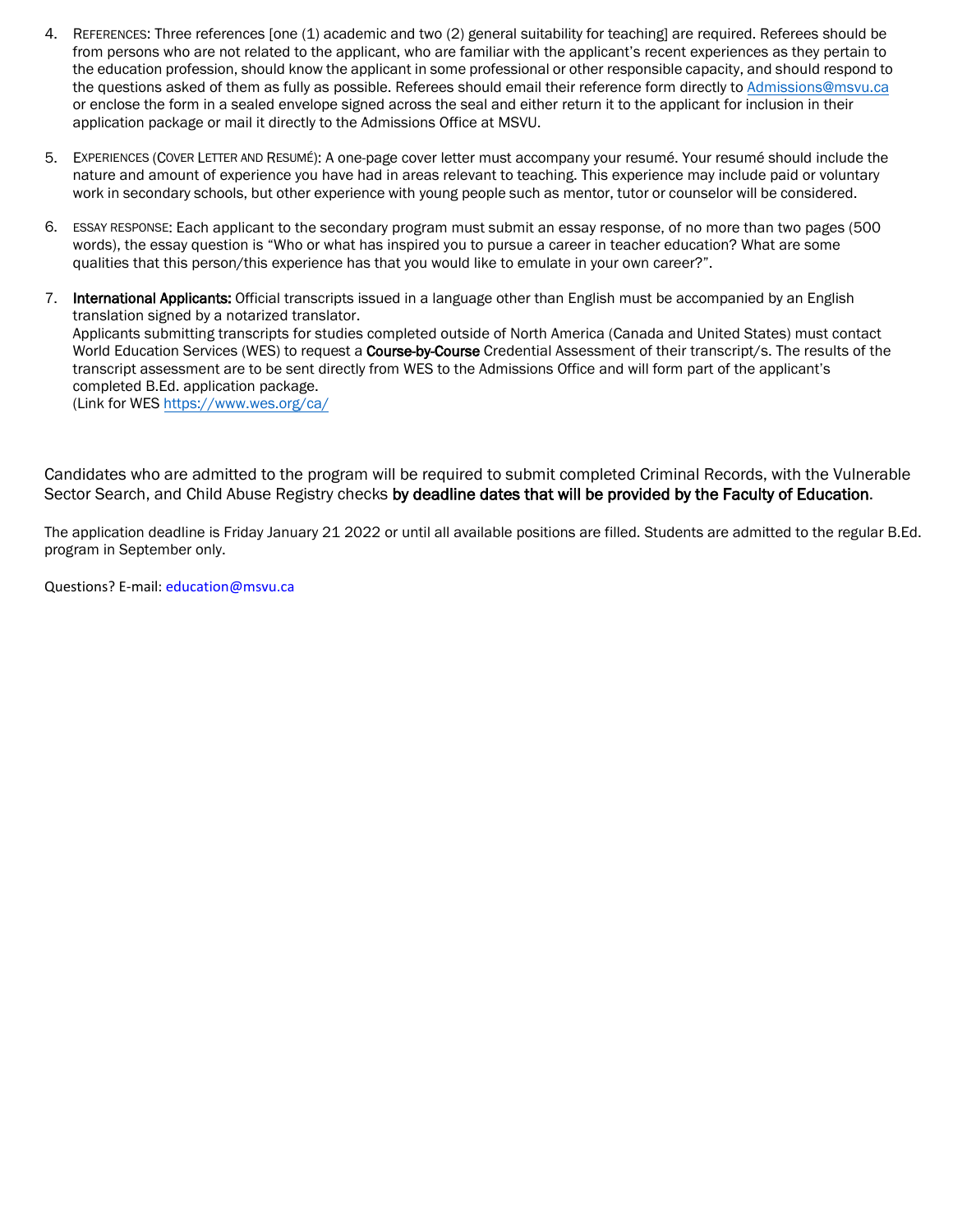4. REFERENCES: Three references [one (1) academic and two (2) general suitability for teaching] are required. Referees should be from persons who are not related to the applicant, who are familiar with the applicant's recent experiences as they pertain to the education profession, should know the applicant in some professional or other responsible capacity, and should respond to the questions asked of them as fully as possible. Referees should email their reference form directly to Admissions@msvu.ca or enclose the form in a sealed envelope signed across the seal and either return it to the applicant for inclusion in their application package or mail it directly to the Admissions Office at MSVU.

5. EXPERIENCES (COVER LETTER AND RESUMÉ): A one-page cover letter must accompany your resumé. Your resumé should include the nature and amount of experience you have had in areas relevant to teaching. This experience may include paid or voluntary work in secondary schools, but other experience with young people such as mentor, tutor or counselor will be considered.

6. ESSAY RESPONSE: Each applicant to the secondary program must submit an essay response, of no more than two pages (500 words), the essay question is "Who or what has inspired you to pursue a career in teacher education? What are some qualities that this person/this experience has that you would like to emulate in your own career?".

7. **International Applicants:** Official transcripts issued in a language other than English must be accompanied by an English translation signed by a notarized translator.
   Applicants submitting transcripts for studies completed outside of North America (Canada and United States) must contact World Education Services (WES) to request a **Course-by-Course** Credential Assessment of their transcript/s. The results of the transcript assessment are to be sent directly from WES to the Admissions Office and will form part of the applicant's completed B.Ed. application package.
   (Link for WES https://www.wes.org/ca/

Candidates who are admitted to the program will be required to submit completed Criminal Records, with the Vulnerable Sector Search, and Child Abuse Registry checks **by deadline dates that will be provided by the Faculty of Education**.

The application deadline is Friday January 21 2022 or until all available positions are filled. Students are admitted to the regular B.Ed. program in September only.

Questions? E-mail: education@msvu.ca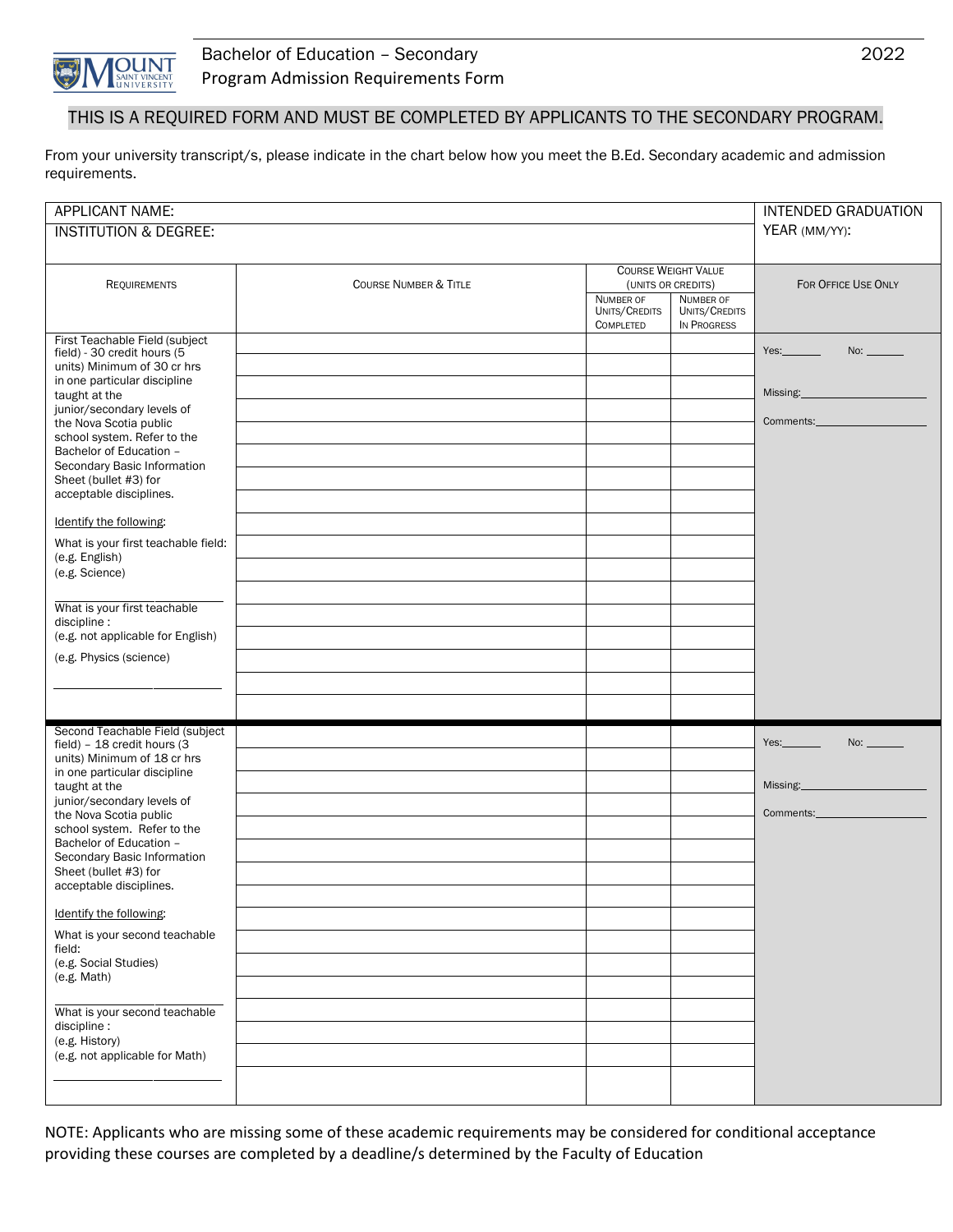Bachelor of Education – Secondary
Program Admission Requirements Form

2022

**THIS IS A REQUIRED FORM AND MUST BE COMPLETED BY APPLICANTS TO THE SECONDARY PROGRAM.**

From your university transcript/s, please indicate in the chart below how you meet the B.Ed. Secondary academic and admission requirements.

| APPLICANT NAME: | | | | INTENDED GRADUATION YEAR (MM/YY): |
|---|---|---|---|---|
| INSTITUTION & DEGREE: | | | | |
| REQUIREMENTS | COURSE NUMBER & TITLE | COURSE WEIGHT VALUE (UNITS OR CREDITS) | | FOR OFFICE USE ONLY |
| | | NUMBER OF UNITS/CREDITS COMPLETED | NUMBER OF UNITS/CREDITS IN PROGRESS | |
| First Teachable Field (subject field) - 30 credit hours (5 units) Minimum of 30 cr hrs in one particular discipline taught at the junior/secondary levels of the Nova Scotia public school system. Refer to the Bachelor of Education – Secondary Basic Information Sheet (bullet #3) for acceptable disciplines.<br><br>Identify the following:<br><br>What is your first teachable field: (e.g. English) (e.g. Science)<br>\_\_\_\_\_\_\_\_\_\_\_\_\_\_\_\_<br>What is your first teachable discipline : (e.g. not applicable for English) (e.g. Physics (science)<br>\_\_\_\_\_\_\_\_\_\_\_\_\_\_\_\_ | | | | Yes:\_\_\_\_\_\_ No: \_\_\_\_\_\_<br><br>Missing:\_\_\_\_\_\_\_\_\_\_\_\_<br><br>Comments:\_\_\_\_\_\_\_\_\_\_\_\_ |
| Second Teachable Field (subject field) – 18 credit hours (3 units) Minimum of 18 cr hrs in one particular discipline taught at the junior/secondary levels of the Nova Scotia public school system. Refer to the Bachelor of Education – Secondary Basic Information Sheet (bullet #3) for acceptable disciplines.<br><br>Identify the following:<br><br>What is your second teachable field: (e.g. Social Studies) (e.g. Math)<br>\_\_\_\_\_\_\_\_\_\_\_\_\_\_\_\_<br>What is your second teachable discipline : (e.g. History) (e.g. not applicable for Math)<br>\_\_\_\_\_\_\_\_\_\_\_\_\_\_\_\_ | | | | Yes:\_\_\_\_\_\_ No: \_\_\_\_\_\_<br><br>Missing:\_\_\_\_\_\_\_\_\_\_\_\_<br><br>Comments:\_\_\_\_\_\_\_\_\_\_\_\_ |

NOTE: Applicants who are missing some of these academic requirements may be considered for conditional acceptance providing these courses are completed by a deadline/s determined by the Faculty of Education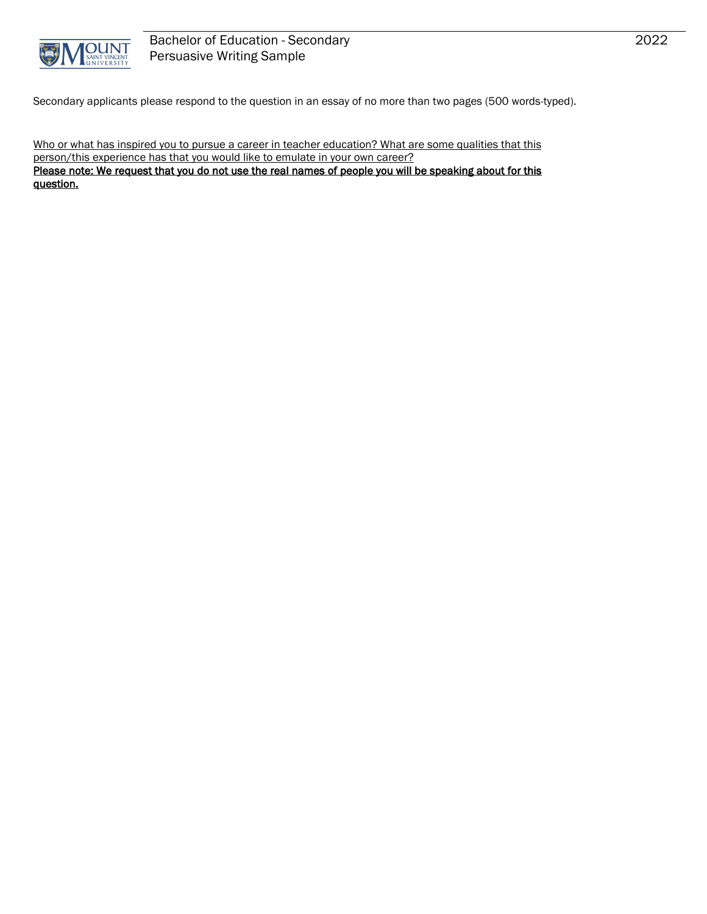Secondary applicants please respond to the question in an essay of no more than two pages (500 words-typed).

Who or what has inspired you to pursue a career in teacher education? What are some qualities that this person/this experience has that you would like to emulate in your own career?

**Please note: We request that you do not use the real names of people you will be speaking about for this question.**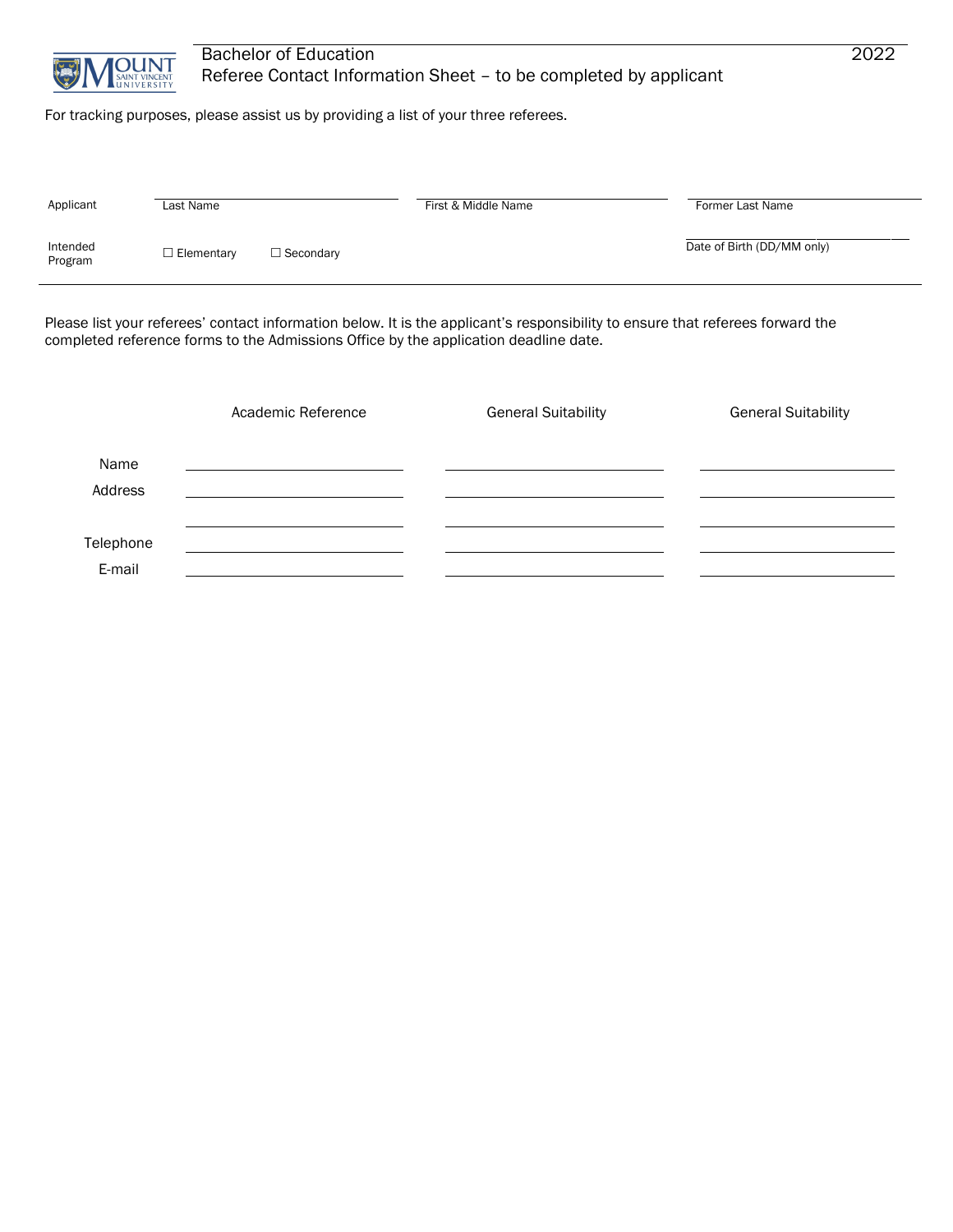Bachelor of Education 2022

Referee Contact Information Sheet – to be completed by applicant

For tracking purposes, please assist us by providing a list of your three referees.

| Applicant | Last Name | First & Middle Name | Former Last Name |
|---|---|---|---|
| Intended Program | ☐ Elementary ☐ Secondary | | Date of Birth (DD/MM only) |

Please list your referees' contact information below. It is the applicant's responsibility to ensure that referees forward the completed reference forms to the Admissions Office by the application deadline date.

| | Academic Reference | General Suitability | General Suitability |
|---|---|---|---|
| Name | | | |
| Address | | | |
| | | | |
| Telephone | | | |
| E-mail | | | |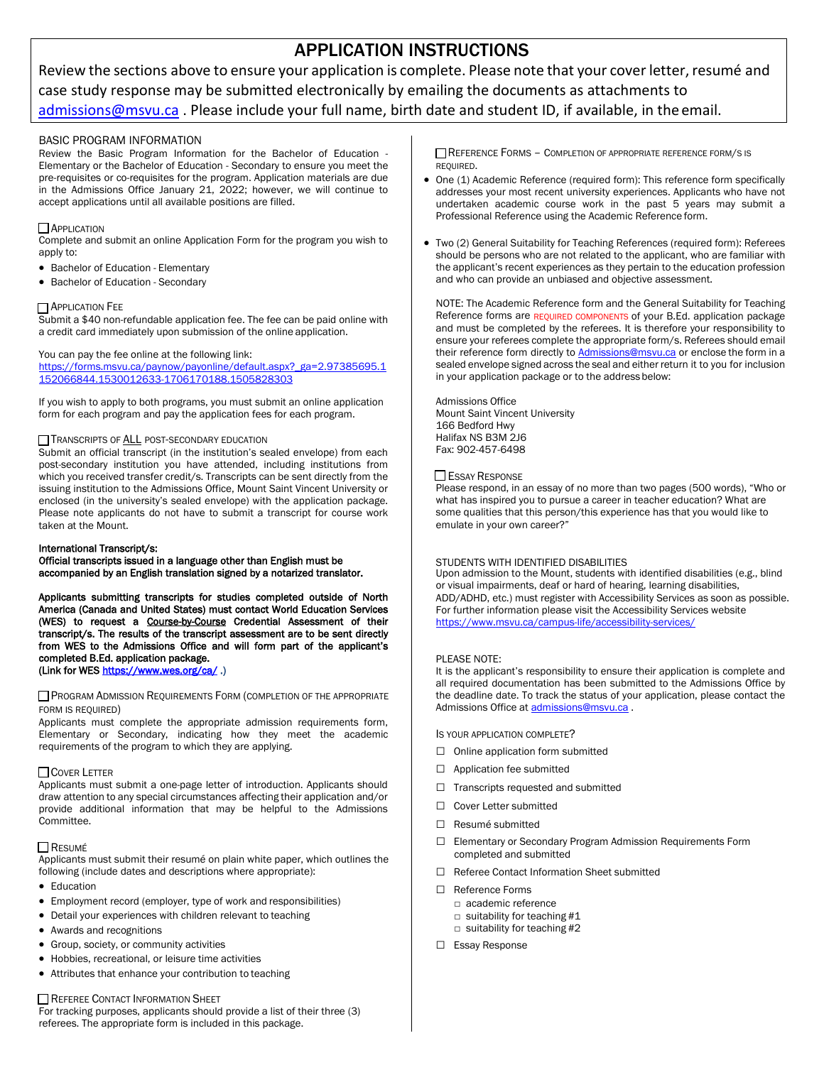# APPLICATION INSTRUCTIONS

Review the sections above to ensure your application is complete. Please note that your cover letter, resumé and case study response may be submitted electronically by emailing the documents as attachments to admissions@msvu.ca . Please include your full name, birth date and student ID, if available, in the email.

## BASIC PROGRAM INFORMATION

Review the Basic Program Information for the Bachelor of Education - Elementary or the Bachelor of Education - Secondary to ensure you meet the pre-requisites or co-requisites for the program. Application materials are due in the Admissions Office January 21, 2022; however, we will continue to accept applications until all available positions are filled.

### ☐ APPLICATION

Complete and submit an online Application Form for the program you wish to apply to:

- Bachelor of Education - Elementary
- Bachelor of Education - Secondary

### ☐ APPLICATION FEE

Submit a $40 non-refundable application fee. The fee can be paid online with a credit card immediately upon submission of the online application.

You can pay the fee online at the following link:
https://forms.msvu.ca/paynow/payonline/default.aspx?_ga=2.97385695.1152066844.1530012633-1706170188.1505828303

If you wish to apply to both programs, you must submit an online application form for each program and pay the application fees for each program.

### ☐ TRANSCRIPTS OF ALL POST-SECONDARY EDUCATION

Submit an official transcript (in the institution's sealed envelope) from each post-secondary institution you have attended, including institutions from which you received transfer credit/s. Transcripts can be sent directly from the issuing institution to the Admissions Office, Mount Saint Vincent University or enclosed (in the university's sealed envelope) with the application package. Please note applicants do not have to submit a transcript for course work taken at the Mount.

**International Transcript/s:**
**Official transcripts issued in a language other than English must be accompanied by an English translation signed by a notarized translator.**

**Applicants submitting transcripts for studies completed outside of North America (Canada and United States) must contact World Education Services (WES) to request a Course-by-Course Credential Assessment of their transcript/s. The results of the transcript assessment are to be sent directly from WES to the Admissions Office and will form part of the applicant's completed B.Ed. application package.**
**(Link for WES https://www.wes.org/ca/ .)**

### ☐ PROGRAM ADMISSION REQUIREMENTS FORM (COMPLETION OF THE APPROPRIATE FORM IS REQUIRED)

Applicants must complete the appropriate admission requirements form, Elementary or Secondary, indicating how they meet the academic requirements of the program to which they are applying.

### ☐ COVER LETTER

Applicants must submit a one-page letter of introduction. Applicants should draw attention to any special circumstances affecting their application and/or provide additional information that may be helpful to the Admissions Committee.

### ☐ RESUMÉ

Applicants must submit their resumé on plain white paper, which outlines the following (include dates and descriptions where appropriate):

- Education
- Employment record (employer, type of work and responsibilities)
- Detail your experiences with children relevant to teaching
- Awards and recognitions
- Group, society, or community activities
- Hobbies, recreational, or leisure time activities
- Attributes that enhance your contribution to teaching

### ☐ REFEREE CONTACT INFORMATION SHEET

For tracking purposes, applicants should provide a list of their three (3) referees. The appropriate form is included in this package.

### ☐ REFERENCE FORMS – COMPLETION OF APPROPRIATE REFERENCE FORM/S IS REQUIRED.

- One (1) Academic Reference (required form): This reference form specifically addresses your most recent university experiences. Applicants who have not undertaken academic course work in the past 5 years may submit a Professional Reference using the Academic Reference form.
- Two (2) General Suitability for Teaching References (required form): Referees should be persons who are not related to the applicant, who are familiar with the applicant's recent experiences as they pertain to the education profession and who can provide an unbiased and objective assessment.

NOTE: The Academic Reference form and the General Suitability for Teaching Reference forms are REQUIRED COMPONENTS of your B.Ed. application package and must be completed by the referees. It is therefore your responsibility to ensure your referees complete the appropriate form/s. Referees should email their reference form directly to Admissions@msvu.ca or enclose the form in a sealed envelope signed across the seal and either return it to you for inclusion in your application package or to the address below:

Admissions Office
Mount Saint Vincent University
166 Bedford Hwy
Halifax NS B3M 2J6
Fax: 902-457-6498

### ☐ ESSAY RESPONSE

Please respond, in an essay of no more than two pages (500 words), "Who or what has inspired you to pursue a career in teacher education? What are some qualities that this person/this experience has that you would like to emulate in your own career?"

## STUDENTS WITH IDENTIFIED DISABILITIES

Upon admission to the Mount, students with identified disabilities (e.g., blind or visual impairments, deaf or hard of hearing, learning disabilities, ADD/ADHD, etc.) must register with Accessibility Services as soon as possible. For further information please visit the Accessibility Services website https://www.msvu.ca/campus-life/accessibility-services/

## PLEASE NOTE:

It is the applicant's responsibility to ensure their application is complete and all required documentation has been submitted to the Admissions Office by the deadline date. To track the status of your application, please contact the Admissions Office at admissions@msvu.ca .

## IS YOUR APPLICATION COMPLETE?

- ☐ Online application form submitted
- ☐ Application fee submitted
- ☐ Transcripts requested and submitted
- ☐ Cover Letter submitted
- ☐ Resumé submitted
- ☐ Elementary or Secondary Program Admission Requirements Form completed and submitted
- ☐ Referee Contact Information Sheet submitted
- ☐ Reference Forms
  - □ academic reference
  - □ suitability for teaching #1
  - □ suitability for teaching #2
- ☐ Essay Response